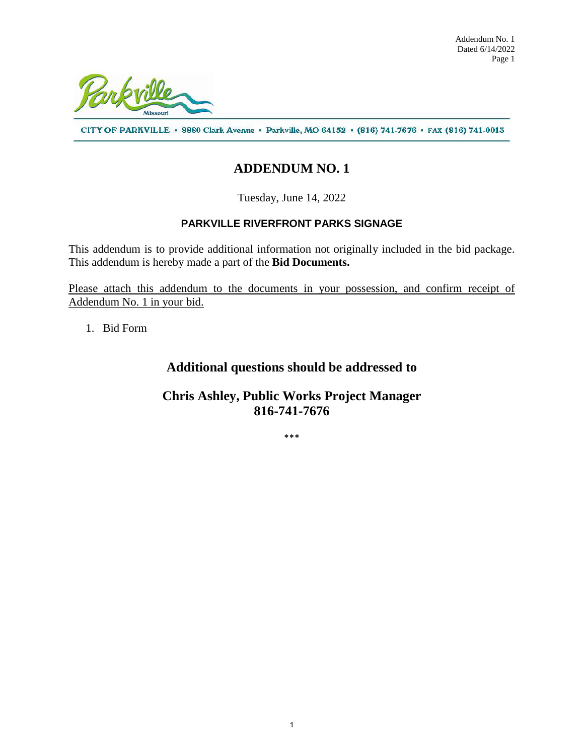CITY OF PARKVILLE ▪ 8880 Clark Avenue ▪ Parkville, MO 64152 ▪ (816) 741-7676 ▪ FAX (816) 741-0013

# ADDENDUM NO. 1

Tuesday, June 14, 2022

### PARKVILLE RIVERFRONT PARKS SIGNAGE

This addendum is to provide additional information not originally included in the bid package. This addendum is hereby made a part of the **Bid Documents.**

<u>Please attach this addendum to the documents in your possession, and confirm receipt of Addendum No. 1 in your bid.</u>

1. Bid Form

## Additional questions should be addressed to

## Chris Ashley, Public Works Project Manager
## 816-741-7676

\*\*\*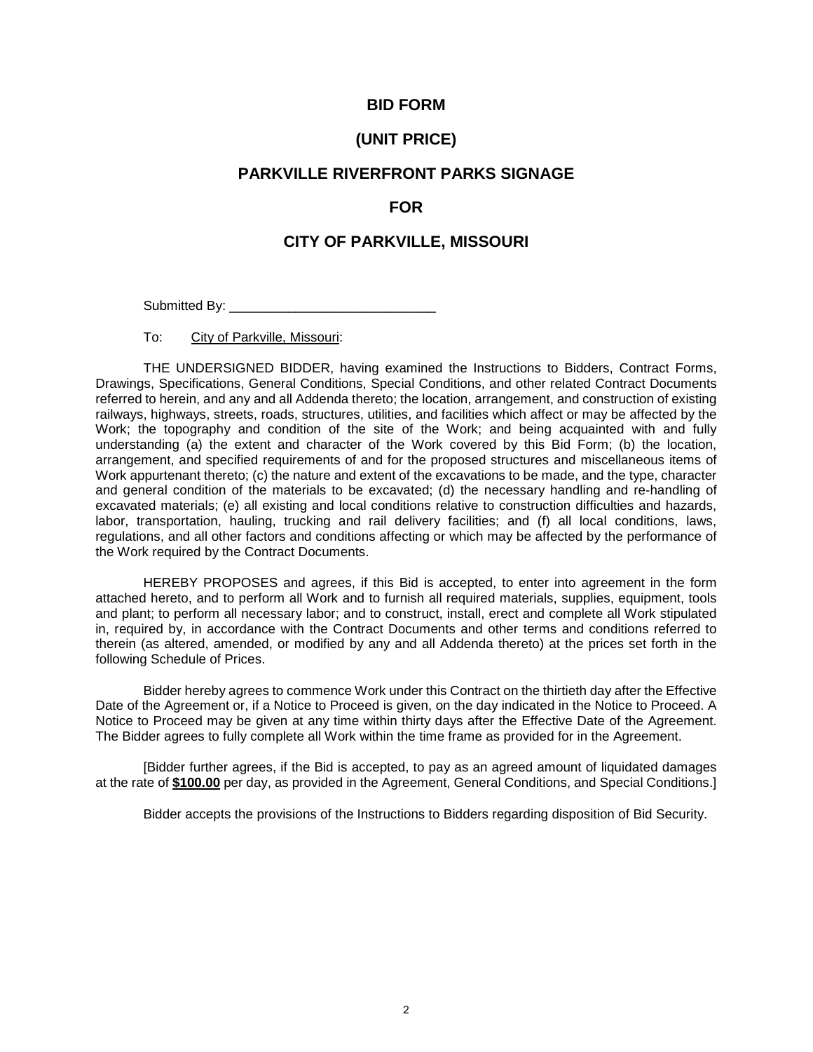# BID FORM

## (UNIT PRICE)

## PARKVILLE RIVERFRONT PARKS SIGNAGE

## FOR

## CITY OF PARKVILLE, MISSOURI

Submitted By: ____________________________

To: City of Parkville, Missouri:

THE UNDERSIGNED BIDDER, having examined the Instructions to Bidders, Contract Forms, Drawings, Specifications, General Conditions, Special Conditions, and other related Contract Documents referred to herein, and any and all Addenda thereto; the location, arrangement, and construction of existing railways, highways, streets, roads, structures, utilities, and facilities which affect or may be affected by the Work; the topography and condition of the site of the Work; and being acquainted with and fully understanding (a) the extent and character of the Work covered by this Bid Form; (b) the location, arrangement, and specified requirements of and for the proposed structures and miscellaneous items of Work appurtenant thereto; (c) the nature and extent of the excavations to be made, and the type, character and general condition of the materials to be excavated; (d) the necessary handling and re-handling of excavated materials; (e) all existing and local conditions relative to construction difficulties and hazards, labor, transportation, hauling, trucking and rail delivery facilities; and (f) all local conditions, laws, regulations, and all other factors and conditions affecting or which may be affected by the performance of the Work required by the Contract Documents.

HEREBY PROPOSES and agrees, if this Bid is accepted, to enter into agreement in the form attached hereto, and to perform all Work and to furnish all required materials, supplies, equipment, tools and plant; to perform all necessary labor; and to construct, install, erect and complete all Work stipulated in, required by, in accordance with the Contract Documents and other terms and conditions referred to therein (as altered, amended, or modified by any and all Addenda thereto) at the prices set forth in the following Schedule of Prices.

Bidder hereby agrees to commence Work under this Contract on the thirtieth day after the Effective Date of the Agreement or, if a Notice to Proceed is given, on the day indicated in the Notice to Proceed. A Notice to Proceed may be given at any time within thirty days after the Effective Date of the Agreement. The Bidder agrees to fully complete all Work within the time frame as provided for in the Agreement.

[Bidder further agrees, if the Bid is accepted, to pay as an agreed amount of liquidated damages at the rate of **$100.00** per day, as provided in the Agreement, General Conditions, and Special Conditions.]

Bidder accepts the provisions of the Instructions to Bidders regarding disposition of Bid Security.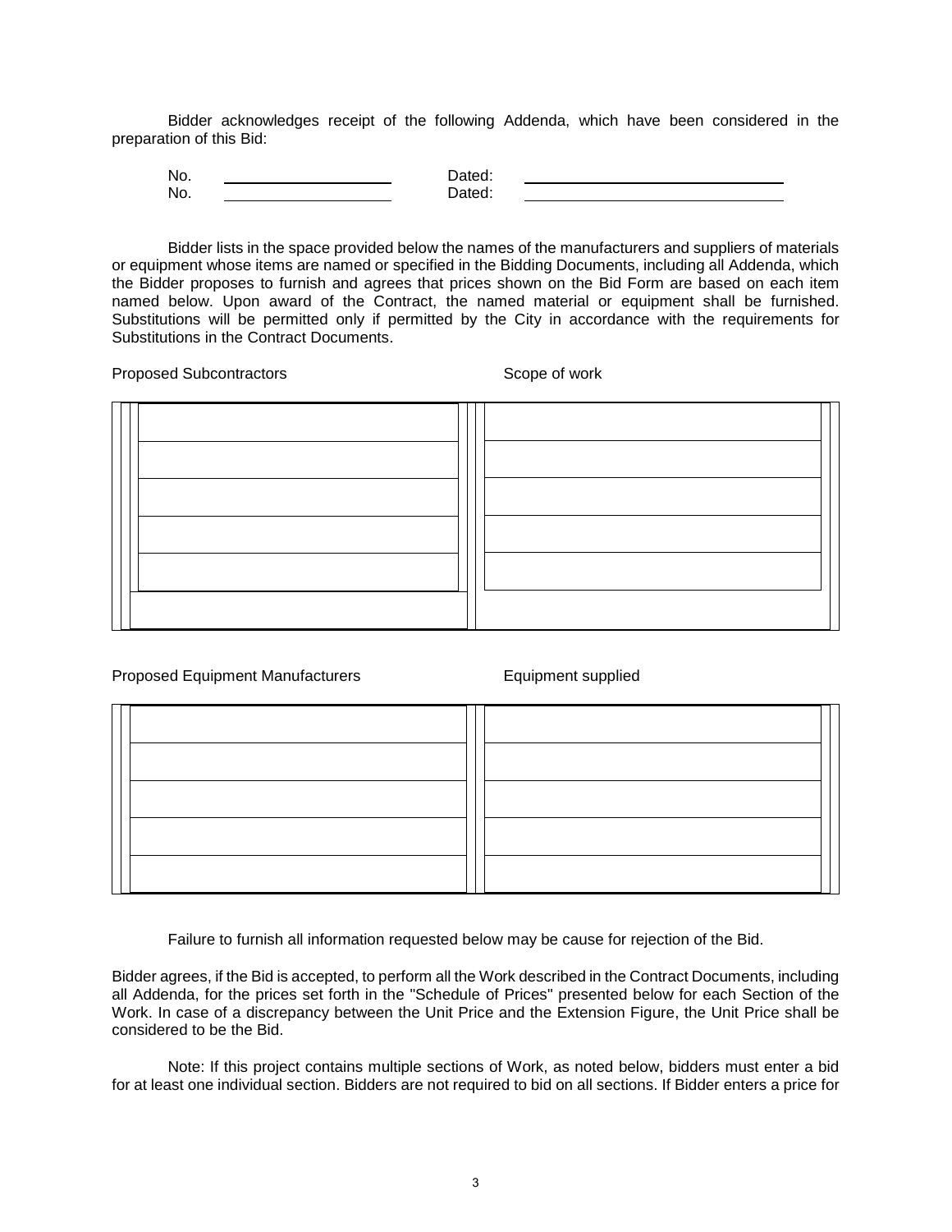Bidder acknowledges receipt of the following Addenda, which have been considered in the preparation of this Bid:

No. \_\_\_\_\_\_\_\_\_\_\_\_\_\_\_\_\_\_\_\_ Dated: \_\_\_\_\_\_\_\_\_\_\_\_\_\_\_\_\_\_\_\_\_\_\_\_\_\_\_\_\_\_

No. \_\_\_\_\_\_\_\_\_\_\_\_\_\_\_\_\_\_\_\_ Dated: \_\_\_\_\_\_\_\_\_\_\_\_\_\_\_\_\_\_\_\_\_\_\_\_\_\_\_\_\_\_

Bidder lists in the space provided below the names of the manufacturers and suppliers of materials or equipment whose items are named or specified in the Bidding Documents, including all Addenda, which the Bidder proposes to furnish and agrees that prices shown on the Bid Form are based on each item named below. Upon award of the Contract, the named material or equipment shall be furnished. Substitutions will be permitted only if permitted by the City in accordance with the requirements for Substitutions in the Contract Documents.

| Proposed Subcontractors | Scope of work |
| --- | --- |
| | |
| | |
| | |
| | |
| | |
| | |

| Proposed Equipment Manufacturers | Equipment supplied |
| --- | --- |
| | |
| | |
| | |
| | |
| | |

Failure to furnish all information requested below may be cause for rejection of the Bid.

Bidder agrees, if the Bid is accepted, to perform all the Work described in the Contract Documents, including all Addenda, for the prices set forth in the "Schedule of Prices" presented below for each Section of the Work. In case of a discrepancy between the Unit Price and the Extension Figure, the Unit Price shall be considered to be the Bid.

Note: If this project contains multiple sections of Work, as noted below, bidders must enter a bid for at least one individual section. Bidders are not required to bid on all sections. If Bidder enters a price for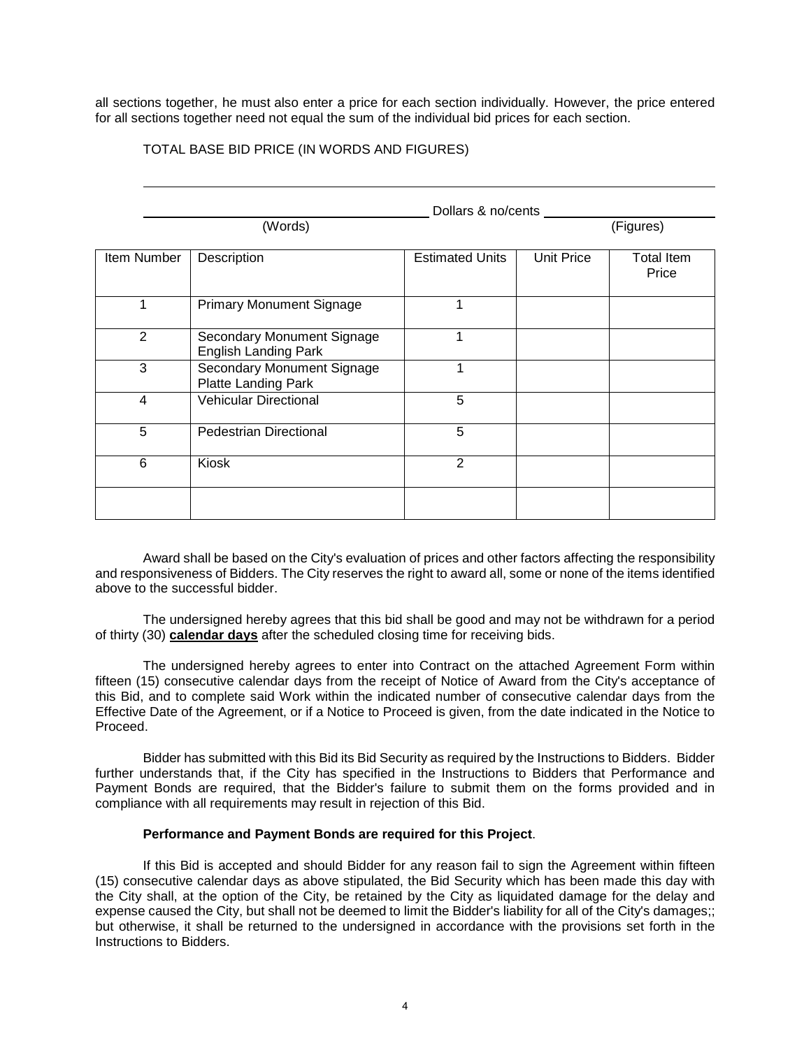all sections together, he must also enter a price for each section individually. However, the price entered for all sections together need not equal the sum of the individual bid prices for each section.

TOTAL BASE BID PRICE (IN WORDS AND FIGURES)

_______________________________________________________________

_______________________________ Dollars & no/cents _______________

(Words) (Figures)

| Item Number | Description | Estimated Units | Unit Price | Total Item Price |
|---|---|---|---|---|
| 1 | Primary Monument Signage | 1 | | |
| 2 | Secondary Monument Signage English Landing Park | 1 | | |
| 3 | Secondary Monument Signage Platte Landing Park | 1 | | |
| 4 | Vehicular Directional | 5 | | |
| 5 | Pedestrian Directional | 5 | | |
| 6 | Kiosk | 2 | | |
| | | | | |

Award shall be based on the City's evaluation of prices and other factors affecting the responsibility and responsiveness of Bidders. The City reserves the right to award all, some or none of the items identified above to the successful bidder.

The undersigned hereby agrees that this bid shall be good and may not be withdrawn for a period of thirty (30) **calendar days** after the scheduled closing time for receiving bids.

The undersigned hereby agrees to enter into Contract on the attached Agreement Form within fifteen (15) consecutive calendar days from the receipt of Notice of Award from the City's acceptance of this Bid, and to complete said Work within the indicated number of consecutive calendar days from the Effective Date of the Agreement, or if a Notice to Proceed is given, from the date indicated in the Notice to Proceed.

Bidder has submitted with this Bid its Bid Security as required by the Instructions to Bidders. Bidder further understands that, if the City has specified in the Instructions to Bidders that Performance and Payment Bonds are required, that the Bidder's failure to submit them on the forms provided and in compliance with all requirements may result in rejection of this Bid.

**Performance and Payment Bonds are required for this Project**.

If this Bid is accepted and should Bidder for any reason fail to sign the Agreement within fifteen (15) consecutive calendar days as above stipulated, the Bid Security which has been made this day with the City shall, at the option of the City, be retained by the City as liquidated damage for the delay and expense caused the City, but shall not be deemed to limit the Bidder's liability for all of the City's damages;; but otherwise, it shall be returned to the undersigned in accordance with the provisions set forth in the Instructions to Bidders.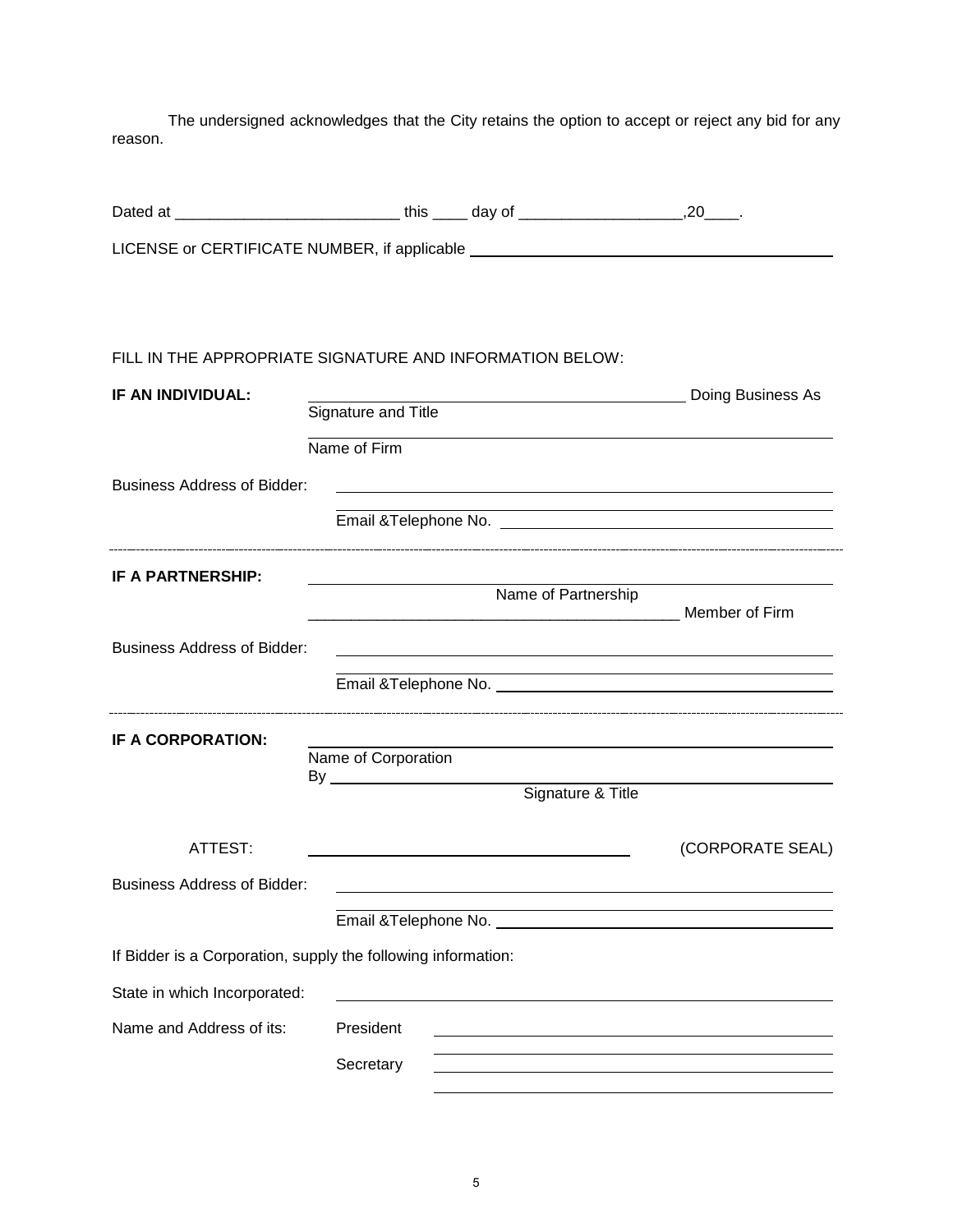The undersigned acknowledges that the City retains the option to accept or reject any bid for any reason.

Dated at __________________________ this ____ day of __________________,20____.

LICENSE or CERTIFICATE NUMBER, if applicable ________________________________________

FILL IN THE APPROPRIATE SIGNATURE AND INFORMATION BELOW:

**IF AN INDIVIDUAL:** ____________________________________________ Doing Business As

Signature and Title

____________________________________________

Name of Firm

Business Address of Bidder: ____________________________________________

____________________________________________

Email &Telephone No. ____________________________________

---

**IF A PARTNERSHIP:** ____________________________________________

Name of Partnership

____________________________________________ Member of Firm

Business Address of Bidder: ____________________________________________

____________________________________________

Email &Telephone No. ____________________________________

---

**IF A CORPORATION:** ____________________________________________

Name of Corporation

By ____________________________________________

Signature & Title

ATTEST: ____________________________________ (CORPORATE SEAL)

Business Address of Bidder: ____________________________________________

____________________________________________

Email &Telephone No. ____________________________________

If Bidder is a Corporation, supply the following information:

State in which Incorporated: ____________________________________________

Name and Address of its: President ____________________________________________

____________________________________________

Secretary ____________________________________________

____________________________________________